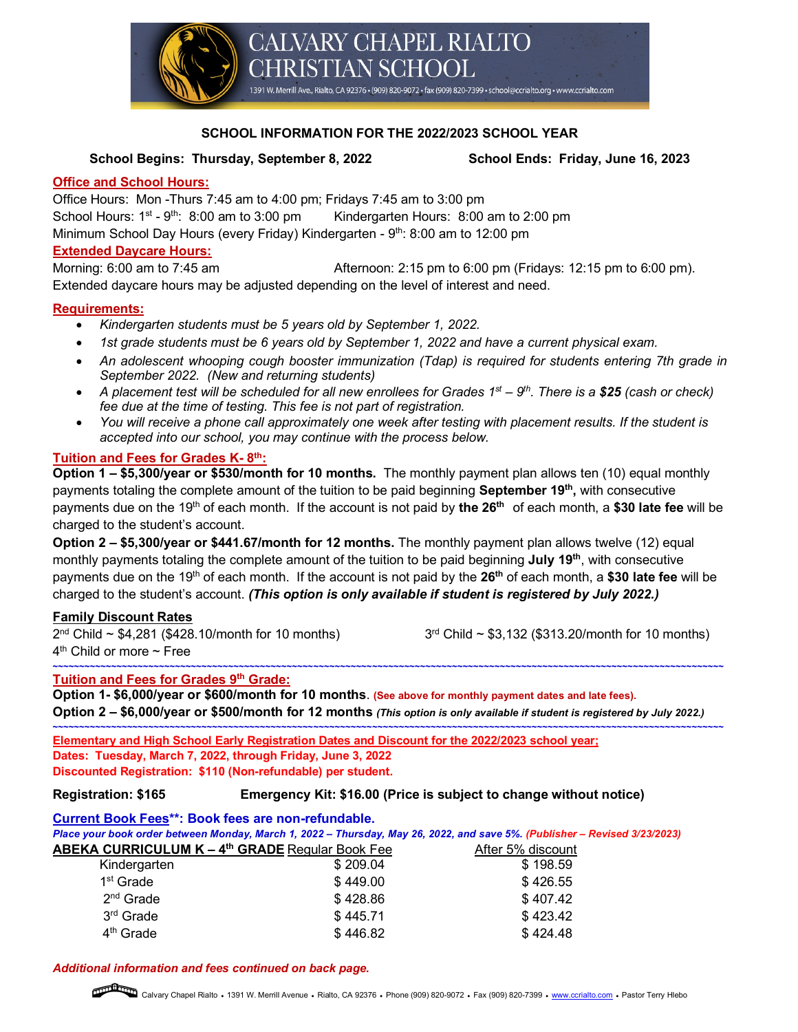# CALVARY CHAPEL RIALTO CHRISTIAN SCHOOL

1391 W. Merrill Ave., Rialto, CA 92376 • (909) 820-9072 • fax (909) 820-7399 • school@ccrialto.org • www.ccrialto.com

## SCHOOL INFORMATION FOR THE 2022/2023 SCHOOL YEAR

**School Begins: Thursday, September 8, 2022** **School Ends: Friday, June 16, 2023**

### Office and School Hours:

Office Hours: Mon -Thurs 7:45 am to 4:00 pm; Fridays 7:45 am to 3:00 pm
School Hours: 1st - 9th: 8:00 am to 3:00 pm Kindergarten Hours: 8:00 am to 2:00 pm
Minimum School Day Hours (every Friday) Kindergarten - 9th: 8:00 am to 12:00 pm

### Extended Daycare Hours:

Morning: 6:00 am to 7:45 am Afternoon: 2:15 pm to 6:00 pm (Fridays: 12:15 pm to 6:00 pm).
Extended daycare hours may be adjusted depending on the level of interest and need.

### Requirements:

- *Kindergarten students must be 5 years old by September 1, 2022.*
- *1st grade students must be 6 years old by September 1, 2022 and have a current physical exam.*
- *An adolescent whooping cough booster immunization (Tdap) is required for students entering 7th grade in September 2022. (New and returning students)*
- *A placement test will be scheduled for all new enrollees for Grades 1st – 9th. There is a **$25** (cash or check) fee due at the time of testing. This fee is not part of registration.*
- *You will receive a phone call approximately one week after testing with placement results. If the student is accepted into our school, you may continue with the process below.*

### Tuition and Fees for Grades K- 8th:

**Option 1 – $5,300/year or $530/month for 10 months.** The monthly payment plan allows ten (10) equal monthly payments totaling the complete amount of the tuition to be paid beginning **September 19th,** with consecutive payments due on the 19th of each month. If the account is not paid by **the 26th** of each month, a **$30 late fee** will be charged to the student's account.

**Option 2 – $5,300/year or $441.67/month for 12 months.** The monthly payment plan allows twelve (12) equal monthly payments totaling the complete amount of the tuition to be paid beginning **July 19th**, with consecutive payments due on the 19th of each month. If the account is not paid by the **26th** of each month, a **$30 late fee** will be charged to the student's account. ***(This option is only available if student is registered by July 2022.)***

**Family Discount Rates**

2nd Child ~ $4,281 ($428.10/month for 10 months) 3rd Child ~ $3,132 ($313.20/month for 10 months)
4th Child or more ~ Free

---

### Tuition and Fees for Grades 9th Grade:

**Option 1- $6,000/year or $600/month for 10 months**. **(See above for monthly payment dates and late fees).**
**Option 2 – $6,000/year or $500/month for 12 months** ***(This option is only available if student is registered by July 2022.)***

---

**Elementary and High School Early Registration Dates and Discount for the 2022/2023 school year;**
**Dates: Tuesday, March 7, 2022, through Friday, June 3, 2022**
**Discounted Registration: $110 (Non-refundable) per student.**

**Registration: $165** **Emergency Kit: $16.00 (Price is subject to change without notice)**

### Current Book Fees**: Book fees are non-refundable.

***Place your book order between Monday, March 1, 2022 – Thursday, May 26, 2022, and save 5%. (Publisher – Revised 3/23/2023)***

| ABEKA CURRICULUM K – 4th GRADE | Regular Book Fee | After 5% discount |
|---|---|---|
| Kindergarten | $ 209.04 | $ 198.59 |
| 1st Grade | $ 449.00 | $ 426.55 |
| 2nd Grade | $ 428.86 | $ 407.42 |
| 3rd Grade | $ 445.71 | $ 423.42 |
| 4th Grade | $ 446.82 | $ 424.48 |

***Additional information and fees continued on back page.***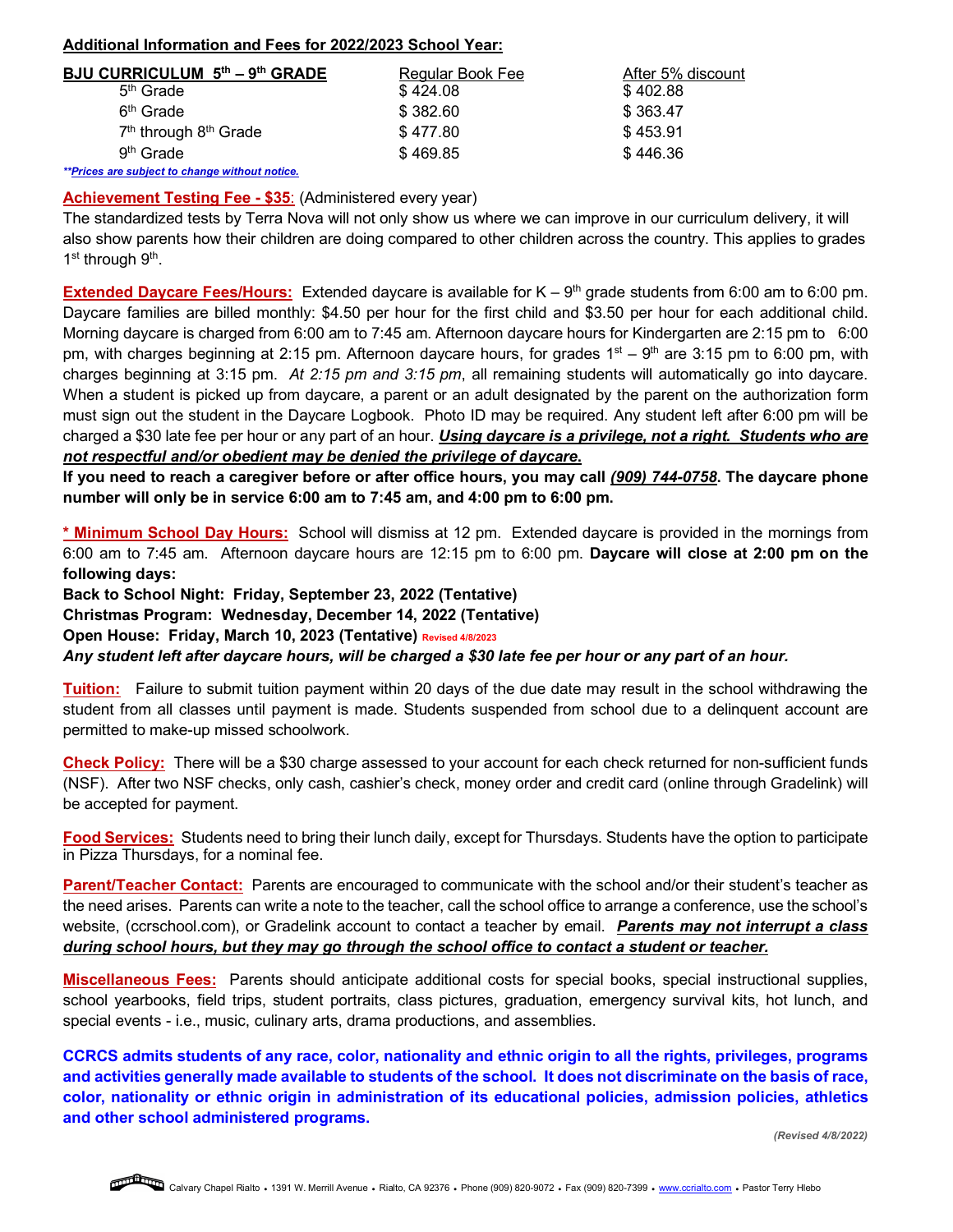**Additional Information and Fees for 2022/2023 School Year:**

| BJU CURRICULUM 5th – 9th GRADE | Regular Book Fee | After 5% discount |
|---|---|---|
| 5th Grade | $ 424.08 | $ 402.88 |
| 6th Grade | $ 382.60 | $ 363.47 |
| 7th through 8th Grade | $ 477.80 | $ 453.91 |
| 9th Grade | $ 469.85 | $ 446.36 |

***\*Prices are subject to change without notice.***

**Achievement Testing Fee - $35**: (Administered every year)
The standardized tests by Terra Nova will not only show us where we can improve in our curriculum delivery, it will also show parents how their children are doing compared to other children across the country. This applies to grades 1st through 9th.

**Extended Daycare Fees/Hours:** Extended daycare is available for K – 9th grade students from 6:00 am to 6:00 pm. Daycare families are billed monthly: $4.50 per hour for the first child and $3.50 per hour for each additional child. Morning daycare is charged from 6:00 am to 7:45 am. Afternoon daycare hours for Kindergarten are 2:15 pm to 6:00 pm, with charges beginning at 2:15 pm. Afternoon daycare hours, for grades 1st – 9th are 3:15 pm to 6:00 pm, with charges beginning at 3:15 pm. *At 2:15 pm and 3:15 pm*, all remaining students will automatically go into daycare. When a student is picked up from daycare, a parent or an adult designated by the parent on the authorization form must sign out the student in the Daycare Logbook. Photo ID may be required. Any student left after 6:00 pm will be charged a $30 late fee per hour or any part of an hour. ***Using daycare is a privilege, not a right. Students who are not respectful and/or obedient may be denied the privilege of daycare.***
**If you need to reach a caregiver before or after office hours, you may call *(909) 744-0758*. The daycare phone number will only be in service 6:00 am to 7:45 am, and 4:00 pm to 6:00 pm.**

**\* Minimum School Day Hours:** School will dismiss at 12 pm. Extended daycare is provided in the mornings from 6:00 am to 7:45 am. Afternoon daycare hours are 12:15 pm to 6:00 pm. **Daycare will close at 2:00 pm on the following days:**
**Back to School Night: Friday, September 23, 2022 (Tentative)**
**Christmas Program: Wednesday, December 14, 2022 (Tentative)**
**Open House: Friday, March 10, 2023 (Tentative)** Revised 4/8/2023
***Any student left after daycare hours, will be charged a $30 late fee per hour or any part of an hour.***

**Tuition:** Failure to submit tuition payment within 20 days of the due date may result in the school withdrawing the student from all classes until payment is made. Students suspended from school due to a delinquent account are permitted to make-up missed schoolwork.

**Check Policy:** There will be a $30 charge assessed to your account for each check returned for non-sufficient funds (NSF). After two NSF checks, only cash, cashier's check, money order and credit card (online through Gradelink) will be accepted for payment.

**Food Services:** Students need to bring their lunch daily, except for Thursdays. Students have the option to participate in Pizza Thursdays, for a nominal fee.

**Parent/Teacher Contact:** Parents are encouraged to communicate with the school and/or their student's teacher as the need arises. Parents can write a note to the teacher, call the school office to arrange a conference, use the school's website, (ccrschool.com), or Gradelink account to contact a teacher by email. ***Parents may not interrupt a class during school hours, but they may go through the school office to contact a student or teacher.***

**Miscellaneous Fees:** Parents should anticipate additional costs for special books, special instructional supplies, school yearbooks, field trips, student portraits, class pictures, graduation, emergency survival kits, hot lunch, and special events - i.e., music, culinary arts, drama productions, and assemblies.

**CCRCS admits students of any race, color, nationality and ethnic origin to all the rights, privileges, programs and activities generally made available to students of the school. It does not discriminate on the basis of race, color, nationality or ethnic origin in administration of its educational policies, admission policies, athletics and other school administered programs.**

*(Revised 4/8/2022)*

Calvary Chapel Rialto • 1391 W. Merrill Avenue • Rialto, CA 92376 • Phone (909) 820-9072 • Fax (909) 820-7399 • www.ccrialto.com • Pastor Terry Hlebo